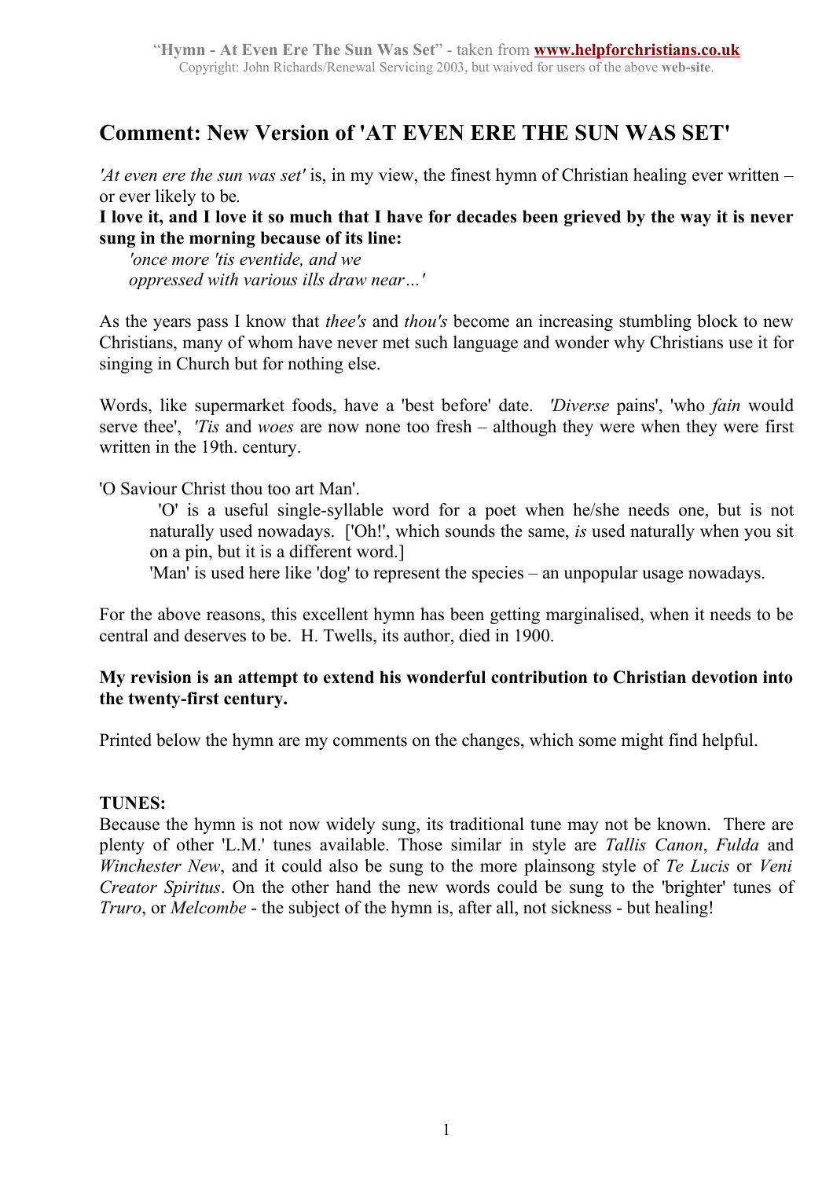## Comment: New Version of 'AT EVEN ERE THE SUN WAS SET'

*'At even ere the sun was set'* is, in my view, the finest hymn of Christian healing ever written – or ever likely to be.

**I love it, and I love it so much that I have for decades been grieved by the way it is never sung in the morning because of its line:**

> *'once more 'tis eventide, and we*
> *oppressed with various ills draw near…'*

As the years pass I know that *thee's* and *thou's* become an increasing stumbling block to new Christians, many of whom have never met such language and wonder why Christians use it for singing in Church but for nothing else.

Words, like supermarket foods, have a 'best before' date. *'Diverse* pains', 'who *fain* would serve thee', *'Tis* and *woes* are now none too fresh – although they were when they were first written in the 19th. century.

'O Saviour Christ thou too art Man'.

> 'O' is a useful single-syllable word for a poet when he/she needs one, but is not naturally used nowadays. ['Oh!', which sounds the same, *is* used naturally when you sit on a pin, but it is a different word.]
>
> 'Man' is used here like 'dog' to represent the species – an unpopular usage nowadays.

For the above reasons, this excellent hymn has been getting marginalised, when it needs to be central and deserves to be. H. Twells, its author, died in 1900.

**My revision is an attempt to extend his wonderful contribution to Christian devotion into the twenty-first century.**

Printed below the hymn are my comments on the changes, which some might find helpful.

**TUNES:**

Because the hymn is not now widely sung, its traditional tune may not be known. There are plenty of other 'L.M.' tunes available. Those similar in style are *Tallis Canon*, *Fulda* and *Winchester New*, and it could also be sung to the more plainsong style of *Te Lucis* or *Veni Creator Spiritus*. On the other hand the new words could be sung to the 'brighter' tunes of *Truro*, or *Melcombe* - the subject of the hymn is, after all, not sickness - but healing!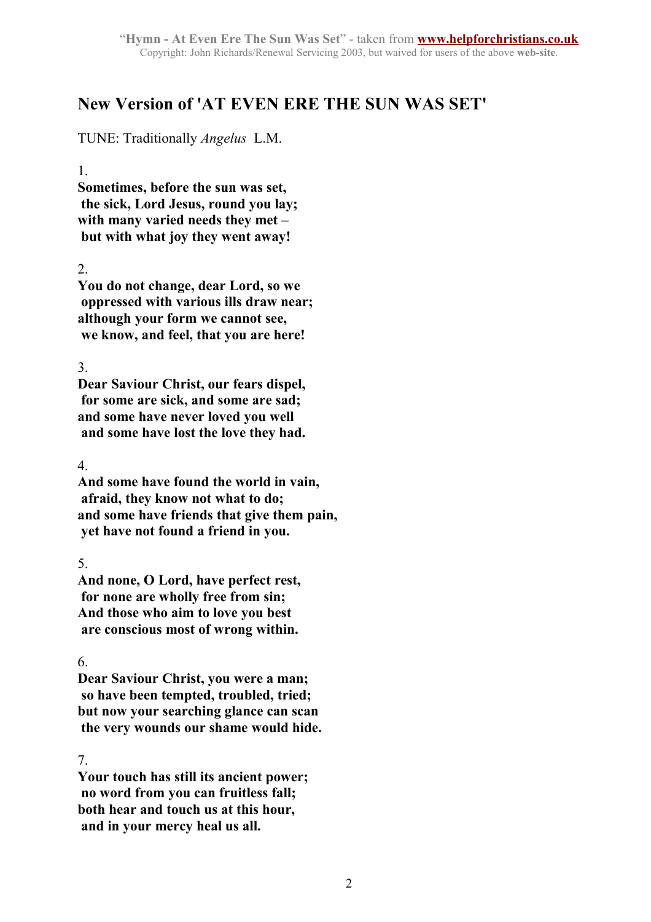## New Version of 'AT EVEN ERE THE SUN WAS SET'

TUNE: Traditionally *Angelus* L.M.

1.

**Sometimes, before the sun was set,**
**the sick, Lord Jesus, round you lay;**
**with many varied needs they met –**
**but with what joy they went away!**

2.

**You do not change, dear Lord, so we**
**oppressed with various ills draw near;**
**although your form we cannot see,**
**we know, and feel, that you are here!**

3.

**Dear Saviour Christ, our fears dispel,**
**for some are sick, and some are sad;**
**and some have never loved you well**
**and some have lost the love they had.**

4.

**And some have found the world in vain,**
**afraid, they know not what to do;**
**and some have friends that give them pain,**
**yet have not found a friend in you.**

5.

**And none, O Lord, have perfect rest,**
**for none are wholly free from sin;**
**And those who aim to love you best**
**are conscious most of wrong within.**

6.

**Dear Saviour Christ, you were a man;**
**so have been tempted, troubled, tried;**
**but now your searching glance can scan**
**the very wounds our shame would hide.**

7.

**Your touch has still its ancient power;**
**no word from you can fruitless fall;**
**both hear and touch us at this hour,**
**and in your mercy heal us all.**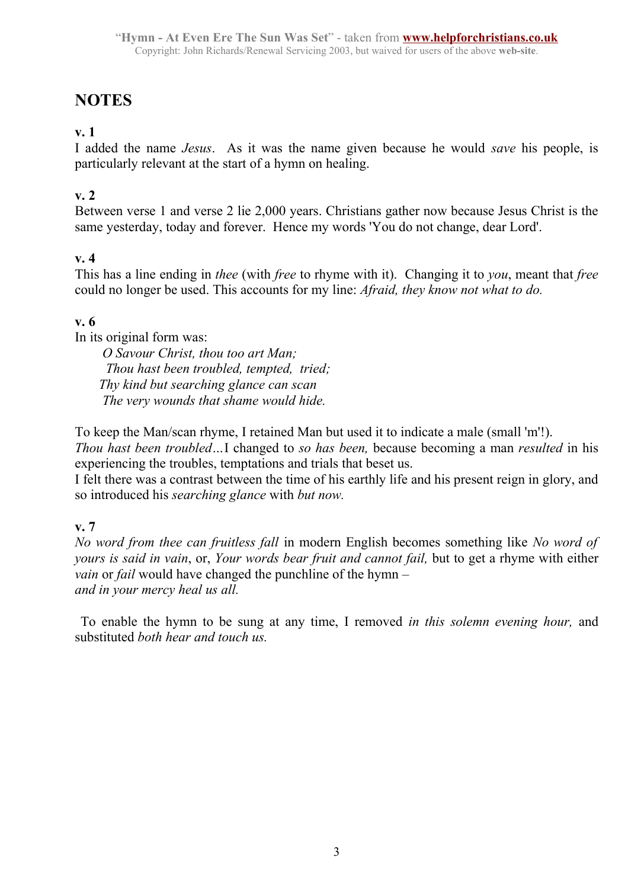# NOTES

**v. 1**

I added the name *Jesus*. As it was the name given because he would *save* his people, is particularly relevant at the start of a hymn on healing.

**v. 2**

Between verse 1 and verse 2 lie 2,000 years. Christians gather now because Jesus Christ is the same yesterday, today and forever. Hence my words 'You do not change, dear Lord'.

**v. 4**

This has a line ending in *thee* (with *free* to rhyme with it). Changing it to *you*, meant that *free* could no longer be used. This accounts for my line: *Afraid, they know not what to do.*

**v. 6**

In its original form was:

*O Savour Christ, thou too art Man;*
*Thou hast been troubled, tempted, tried;*
*Thy kind but searching glance can scan*
*The very wounds that shame would hide.*

To keep the Man/scan rhyme, I retained Man but used it to indicate a male (small 'm'!).
*Thou hast been troubled…*I changed to *so has been,* because becoming a man *resulted* in his experiencing the troubles, temptations and trials that beset us.
I felt there was a contrast between the time of his earthly life and his present reign in glory, and so introduced his *searching glance* with *but now.*

**v. 7**

*No word from thee can fruitless fall* in modern English becomes something like *No word of yours is said in vain*, or, *Your words bear fruit and cannot fail,* but to get a rhyme with either *vain* or *fail* would have changed the punchline of the hymn –
*and in your mercy heal us all.*

To enable the hymn to be sung at any time, I removed *in this solemn evening hour,* and substituted *both hear and touch us.*